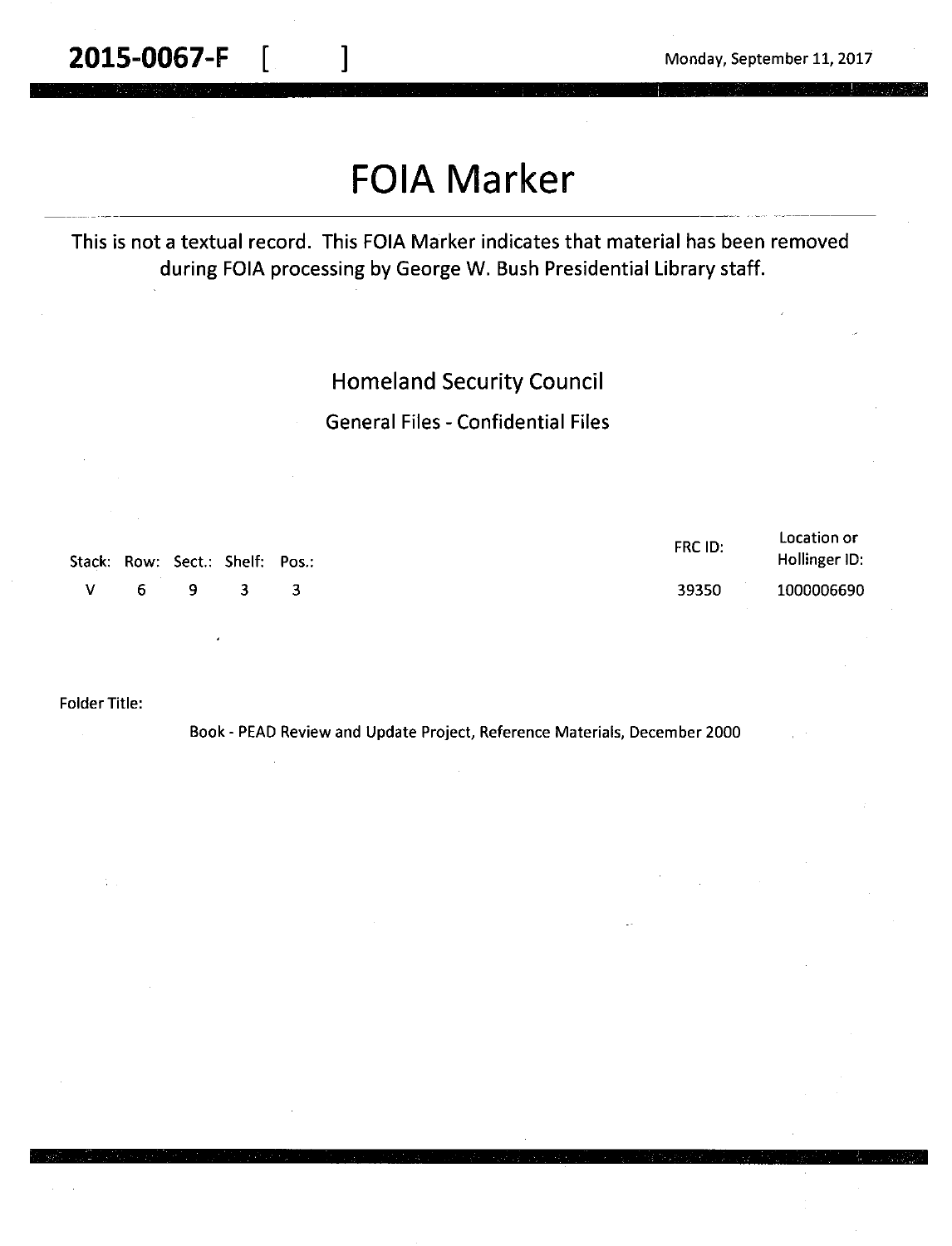**2015-0067-F** [ ]

Monday, September 11, 2017

# FOIA Marker

This is not a textual record. This FOIA Marker indicates that material has been removed during FOIA processing by George W. Bush Presidential Library staff.

Homeland Security Council

General Files - Confidential Files

| Stack: | Row: | Sect.: | Shelf: | Pos.: | FRC ID: | Location or Hollinger ID: |
|---|---|---|---|---|---|---|
| V | 6 | 9 | 3 | 3 | 39350 | 1000006690 |

Folder Title:

Book - PEAD Review and Update Project, Reference Materials, December 2000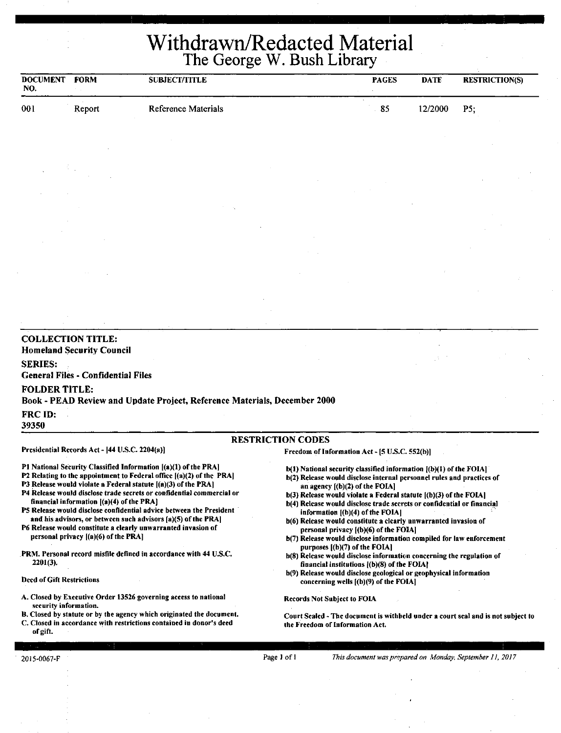# Withdrawn/Redacted Material
## The George W. Bush Library

| DOCUMENT NO. | FORM | SUBJECT/TITLE | PAGES | DATE | RESTRICTION(S) |
|---|---|---|---|---|---|
| 001 | Report | Reference Materials | 85 | 12/2000 | P5; |

**COLLECTION TITLE:**
Homeland Security Council

**SERIES:**
General Files - Confidential Files

**FOLDER TITLE:**
Book - PEAD Review and Update Project, Reference Materials, December 2000

**FRC ID:**
39350

### RESTRICTION CODES

**Presidential Records Act - [44 U.S.C. 2204(a)]**

P1 National Security Classified Information [(a)(1) of the PRA]
P2 Relating to the appointment to Federal office [(a)(2) of the PRA]
P3 Release would violate a Federal statute [(a)(3) of the PRA]
P4 Release would disclose trade secrets or confidential commercial or financial information [(a)(4) of the PRA]
P5 Release would disclose confidential advice between the President and his advisors, or between such advisors [a)(5) of the PRA]
P6 Release would constitute a clearly unwarranted invasion of personal privacy [(a)(6) of the PRA]

PRM. Personal record misfile defined in accordance with 44 U.S.C. 2201(3).

**Deed of Gift Restrictions**

A. Closed by Executive Order 13526 governing access to national security information.
B. Closed by statute or by the agency which originated the document.
C. Closed in accordance with restrictions contained in donor's deed of gift.

**Freedom of Information Act - [5 U.S.C. 552(b)]**

b(1) National security classified information [(b)(1) of the FOIA]
b(2) Release would disclose internal personnel rules and practices of an agency [(b)(2) of the FOIA]
b(3) Release would violate a Federal statute [(b)(3) of the FOIA]
b(4) Release would disclose trade secrets or confidential or financial information [(b)(4) of the FOIA]
b(6) Release would constitute a clearly unwarranted invasion of personal privacy [(b)(6) of the FOIA]
b(7) Release would disclose information compiled for law enforcement purposes [(b)(7) of the FOIA]
b(8) Release would disclose information concerning the regulation of financial institutions [(b)(8) of the FOIA]
b(9) Release would disclose geological or geophysical information concerning wells [(b)(9) of the FOIA]

**Records Not Subject to FOIA**

Court Sealed - The document is withheld under a court seal and is not subject to the Freedom of Information Act.

2015-0067-F

*This document was prepared on Monday, September 11, 2017*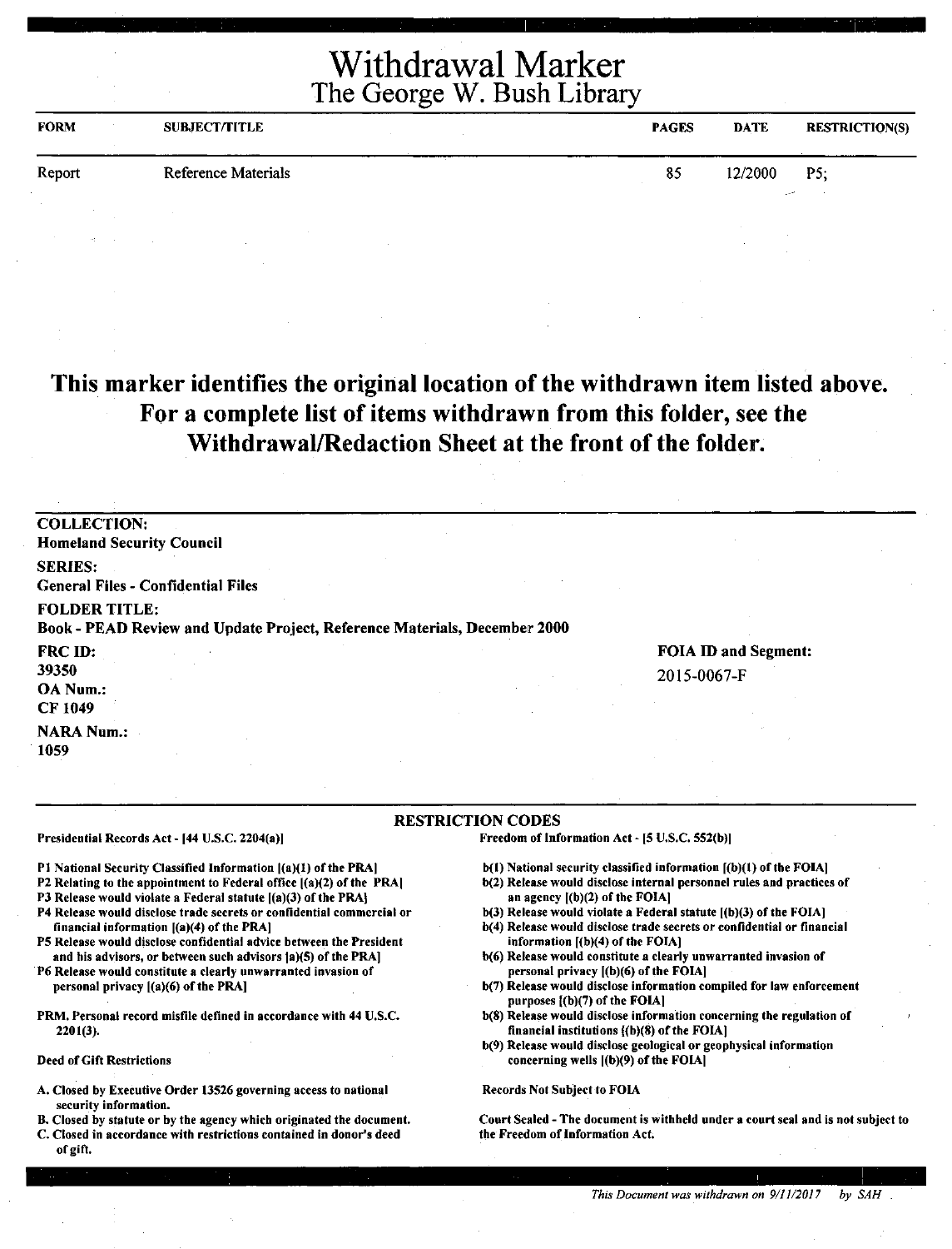# Withdrawal Marker
## The George W. Bush Library

| FORM | SUBJECT/TITLE | PAGES | DATE | RESTRICTION(S) |
| --- | --- | --- | --- | --- |
| Report | Reference Materials | 85 | 12/2000 | P5; |

**This marker identifies the original location of the withdrawn item listed above. For a complete list of items withdrawn from this folder, see the Withdrawal/Redaction Sheet at the front of the folder.**

**COLLECTION:**
**Homeland Security Council**

**SERIES:**
**General Files - Confidential Files**

**FOLDER TITLE:**
**Book - PEAD Review and Update Project, Reference Materials, December 2000**

**FRC ID:**
39350

**OA Num.:**
CF 1049

**NARA Num.:**
1059

**FOIA ID and Segment:**
2015-0067-F

**RESTRICTION CODES**

**Presidential Records Act - [44 U.S.C. 2204(a)]**

P1 National Security Classified Information [(a)(1) of the PRA]
P2 Relating to the appointment to Federal office [(a)(2) of the PRA]
P3 Release would violate a Federal statute [(a)(3) of the PRA]
P4 Release would disclose trade secrets or confidential commercial or financial information [(a)(4) of the PRA]
P5 Release would disclose confidential advice between the President and his advisors, or between such advisors [a)(5) of the PRA]
P6 Release would constitute a clearly unwarranted invasion of personal privacy [(a)(6) of the PRA]

PRM. Personal record misfile defined in accordance with 44 U.S.C. 2201(3).

**Deed of Gift Restrictions**

A. Closed by Executive Order 13526 governing access to national security information.
B. Closed by statute or by the agency which originated the document.
C. Closed in accordance with restrictions contained in donor's deed of gift.

**Freedom of Information Act - [5 U.S.C. 552(b)]**

b(1) National security classified information [(b)(1) of the FOIA]
b(2) Release would disclose internal personnel rules and practices of an agency [(b)(2) of the FOIA]
b(3) Release would violate a Federal statute [(b)(3) of the FOIA]
b(4) Release would disclose trade secrets or confidential or financial information [(b)(4) of the FOIA]
b(6) Release would constitute a clearly unwarranted invasion of personal privacy [(b)(6) of the FOIA]
b(7) Release would disclose information compiled for law enforcement purposes [(b)(7) of the FOIA]
b(8) Release would disclose information concerning the regulation of financial institutions [(b)(8) of the FOIA]
b(9) Release would disclose geological or geophysical information concerning wells [(b)(9) of the FOIA]

Records Not Subject to FOIA

Court Sealed - The document is withheld under a court seal and is not subject to the Freedom of Information Act.

*This Document was withdrawn on 9/11/2017 by SAH*